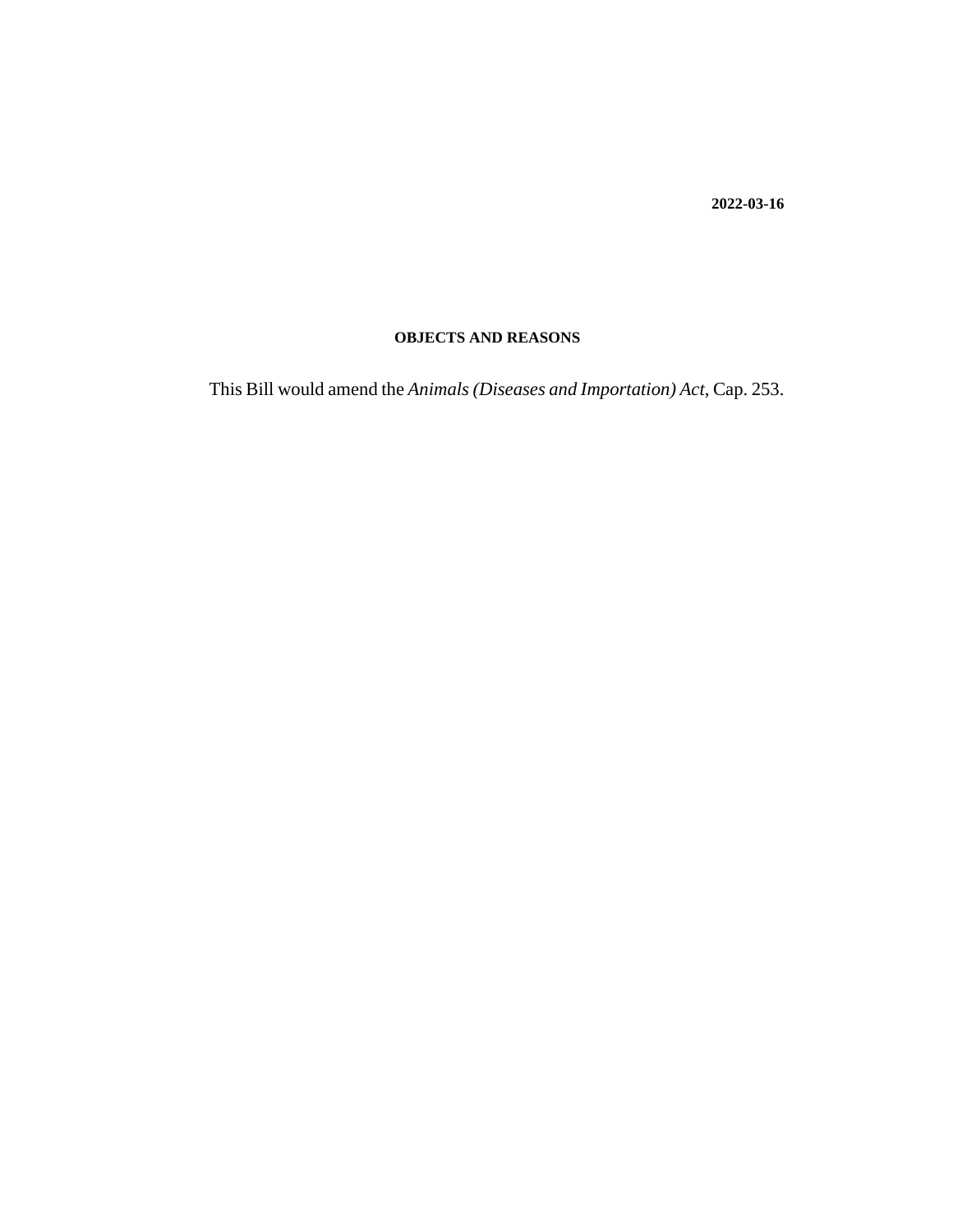**2022-03-16**

**OBJECTS AND REASONS**

This Bill would amend the *Animals (Diseases and Importation) Act*, Cap. 253.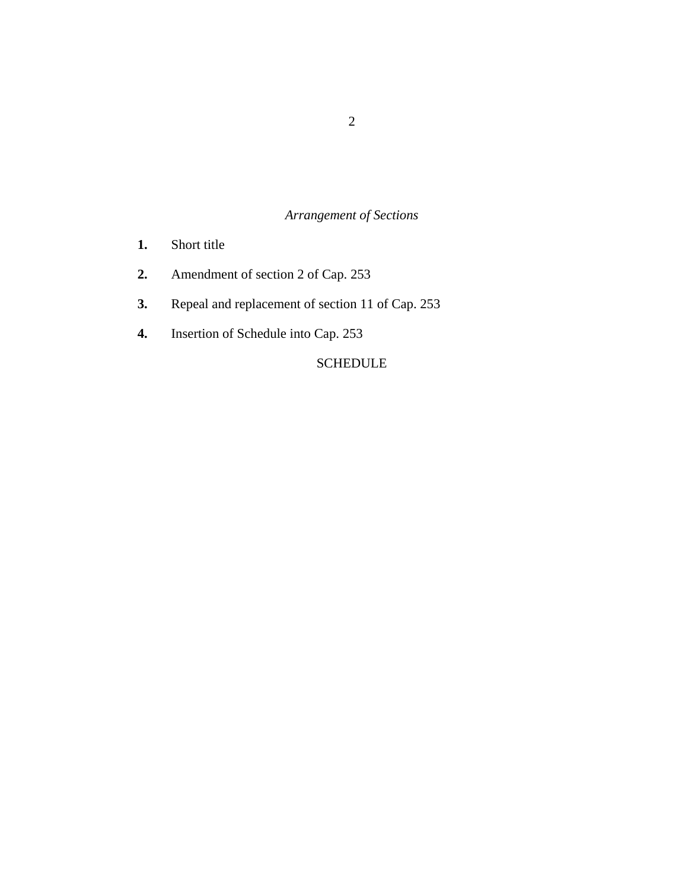*Arrangement of Sections*

**1.** Short title

**2.** Amendment of section 2 of Cap. 253

**3.** Repeal and replacement of section 11 of Cap. 253

**4.** Insertion of Schedule into Cap. 253

SCHEDULE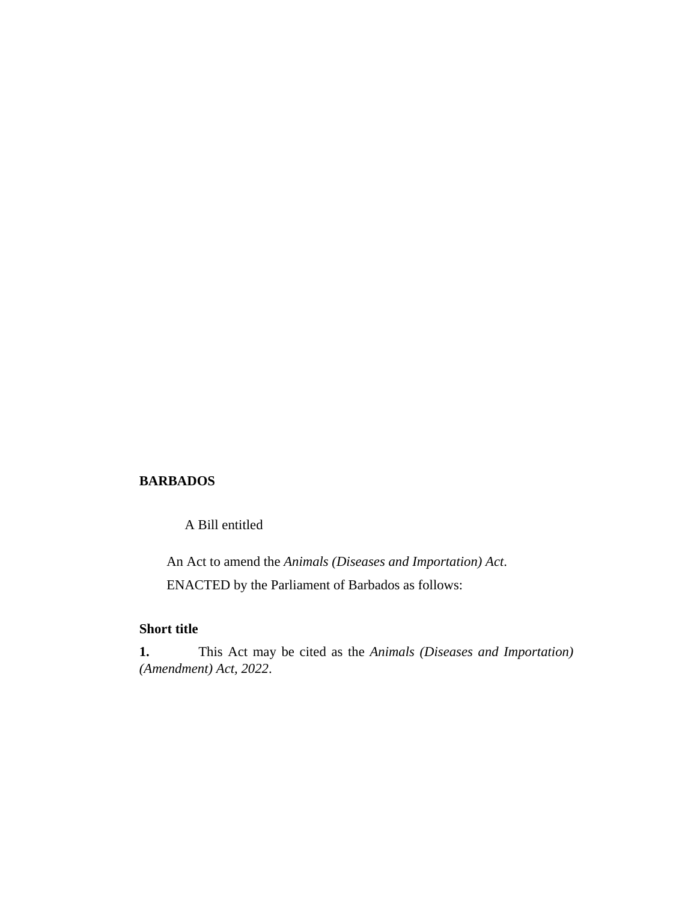**BARBADOS**

A Bill entitled

An Act to amend the *Animals (Diseases and Importation) Act*.

ENACTED by the Parliament of Barbados as follows:

**Short title**

**1.** This Act may be cited as the *Animals (Diseases and Importation) (Amendment) Act, 2022*.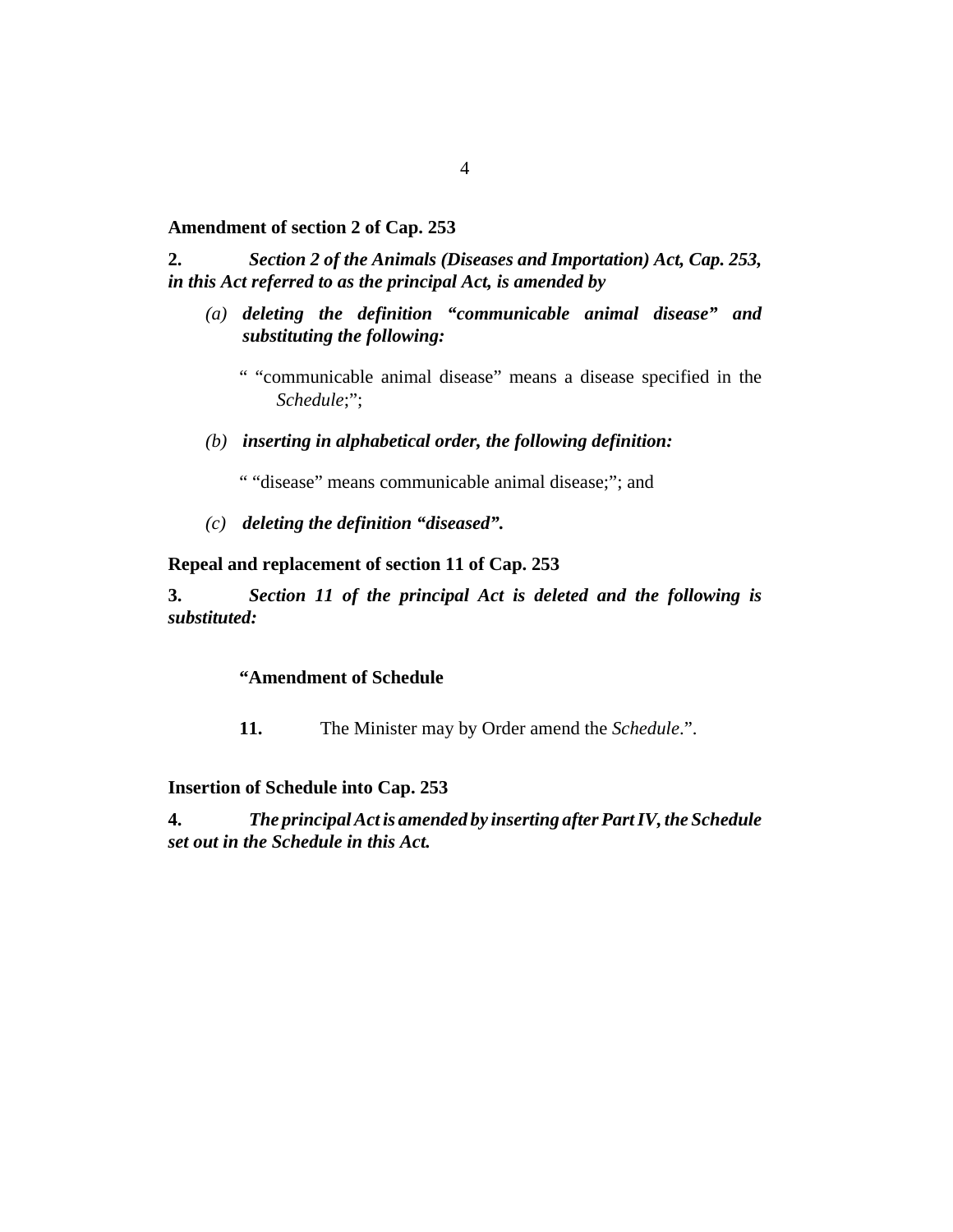**Amendment of section 2 of Cap. 253**

**2.** ***Section 2 of the Animals (Diseases and Importation) Act, Cap. 253, in this Act referred to as the principal Act, is amended by***

*(a)* ***deleting the definition "communicable animal disease" and substituting the following:***

" "communicable animal disease" means a disease specified in the *Schedule*;";

*(b)* ***inserting in alphabetical order, the following definition:***

" "disease" means communicable animal disease;"; and

*(c)* ***deleting the definition "diseased".***

**Repeal and replacement of section 11 of Cap. 253**

**3.** ***Section 11 of the principal Act is deleted and the following is substituted:***

**"Amendment of Schedule**

**11.** The Minister may by Order amend the *Schedule*.".

**Insertion of Schedule into Cap. 253**

**4.** ***The principal Act is amended by inserting after Part IV, the Schedule set out in the Schedule in this Act.***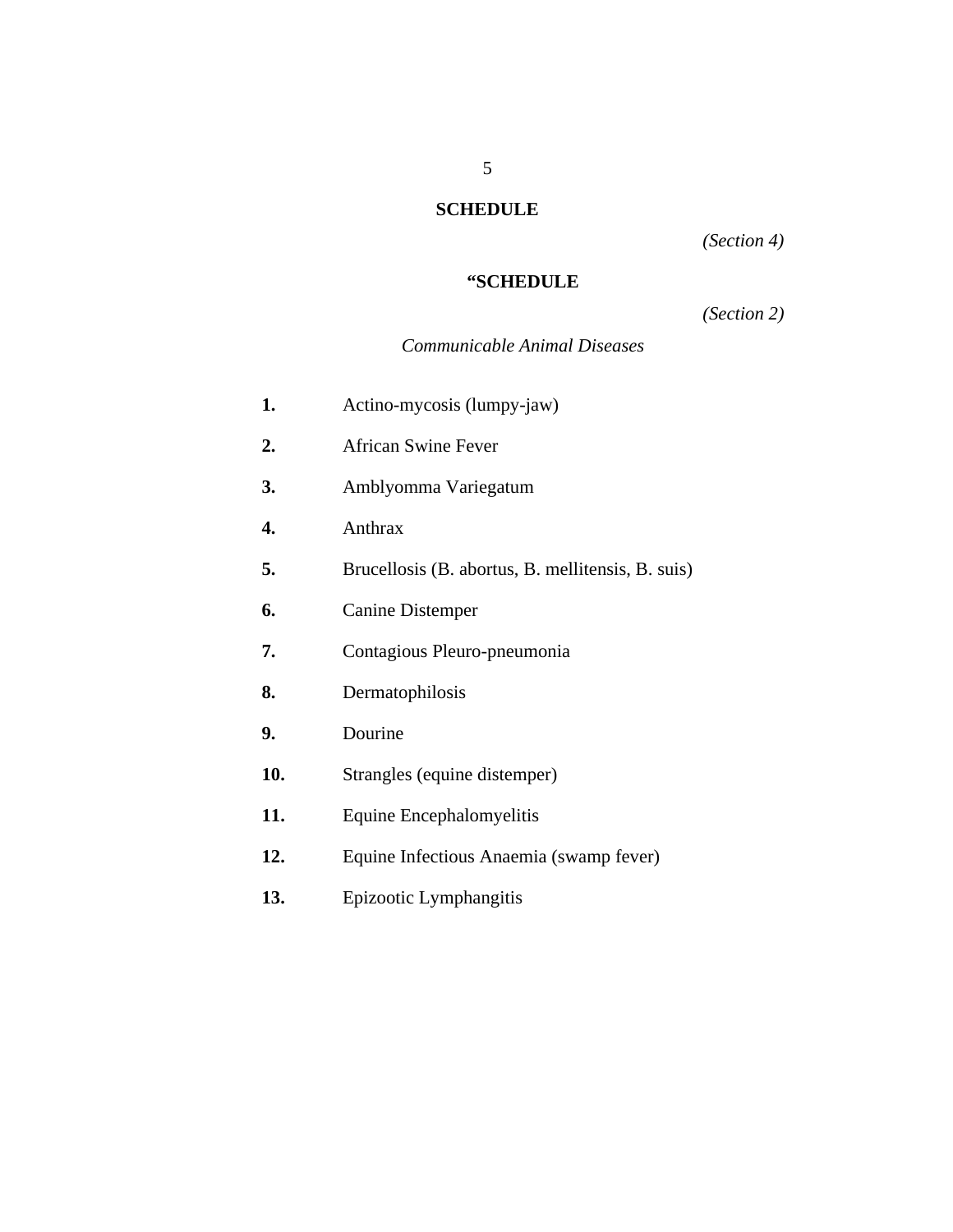## SCHEDULE

*(Section 4)*

## “SCHEDULE

*(Section 2)*

*Communicable Animal Diseases*

**1.** Actino-mycosis (lumpy-jaw)

**2.** African Swine Fever

**3.** Amblyomma Variegatum

**4.** Anthrax

**5.** Brucellosis (B. abortus, B. mellitensis, B. suis)

**6.** Canine Distemper

**7.** Contagious Pleuro-pneumonia

**8.** Dermatophilosis

**9.** Dourine

**10.** Strangles (equine distemper)

**11.** Equine Encephalomyelitis

**12.** Equine Infectious Anaemia (swamp fever)

**13.** Epizootic Lymphangitis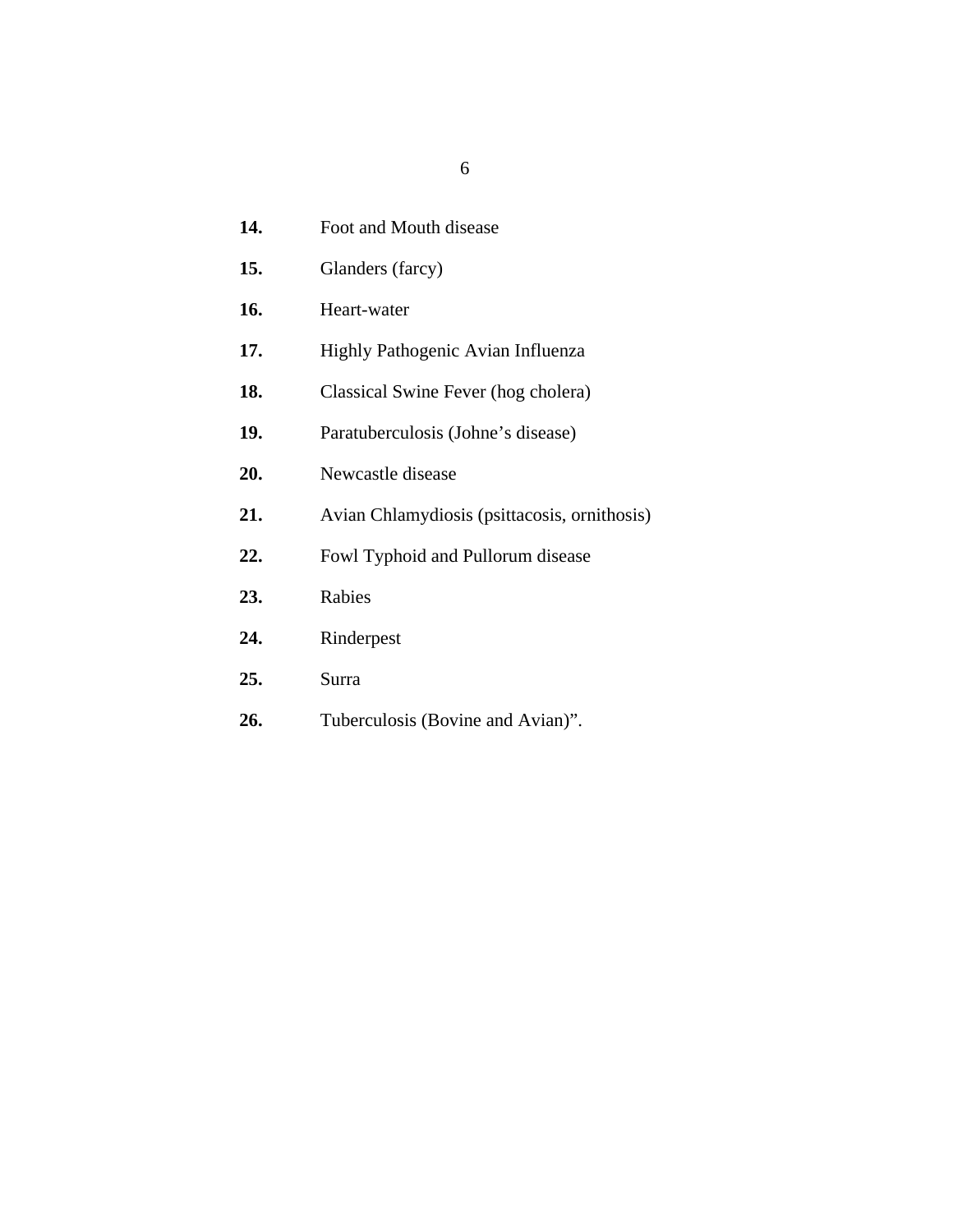**14.** Foot and Mouth disease

**15.** Glanders (farcy)

**16.** Heart-water

**17.** Highly Pathogenic Avian Influenza

**18.** Classical Swine Fever (hog cholera)

**19.** Paratuberculosis (Johne's disease)

**20.** Newcastle disease

**21.** Avian Chlamydiosis (psittacosis, ornithosis)

**22.** Fowl Typhoid and Pullorum disease

**23.** Rabies

**24.** Rinderpest

**25.** Surra

**26.** Tuberculosis (Bovine and Avian)".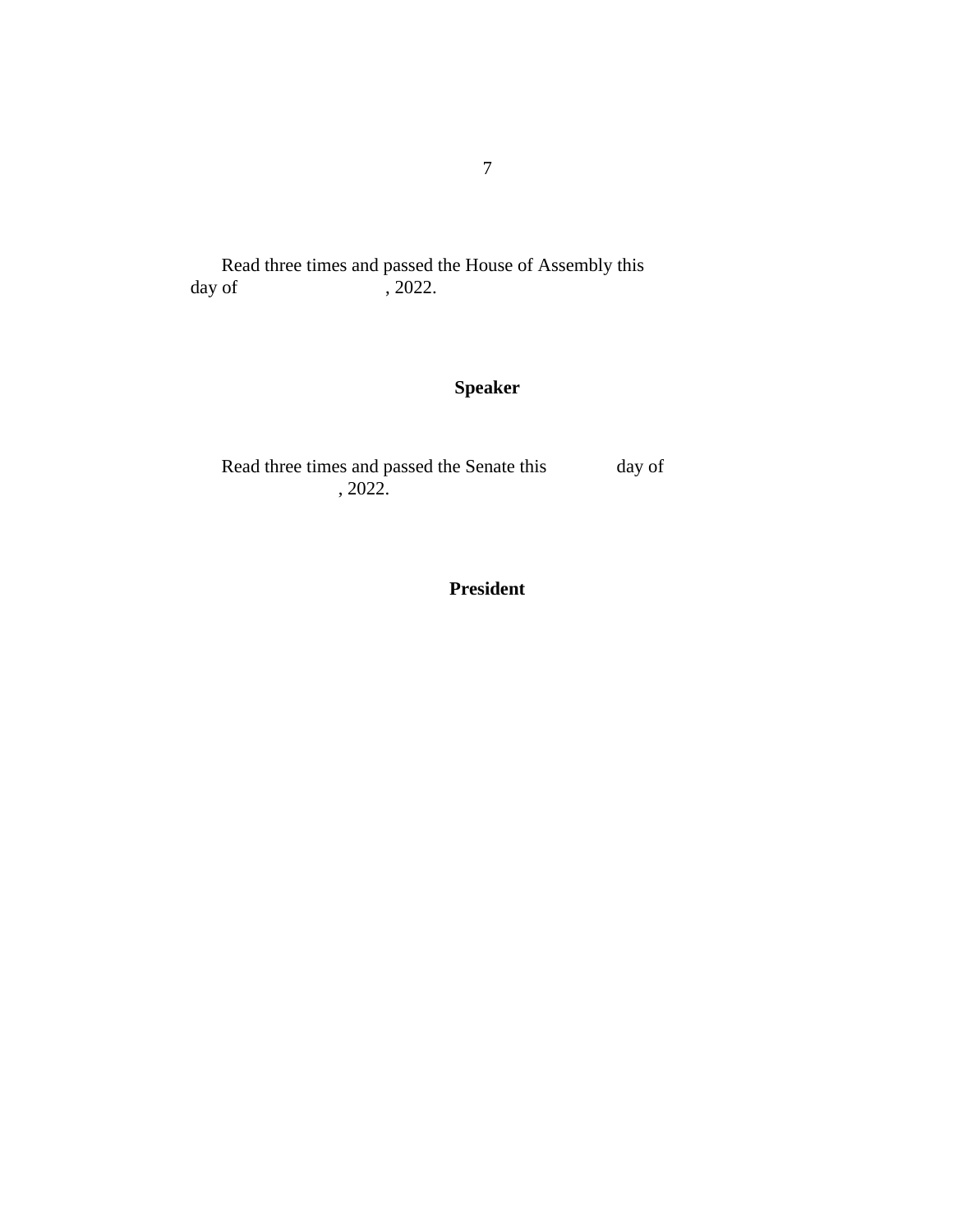Read three times and passed the House of Assembly this day of , 2022.

**Speaker**

Read three times and passed the Senate this day of , 2022.

**President**